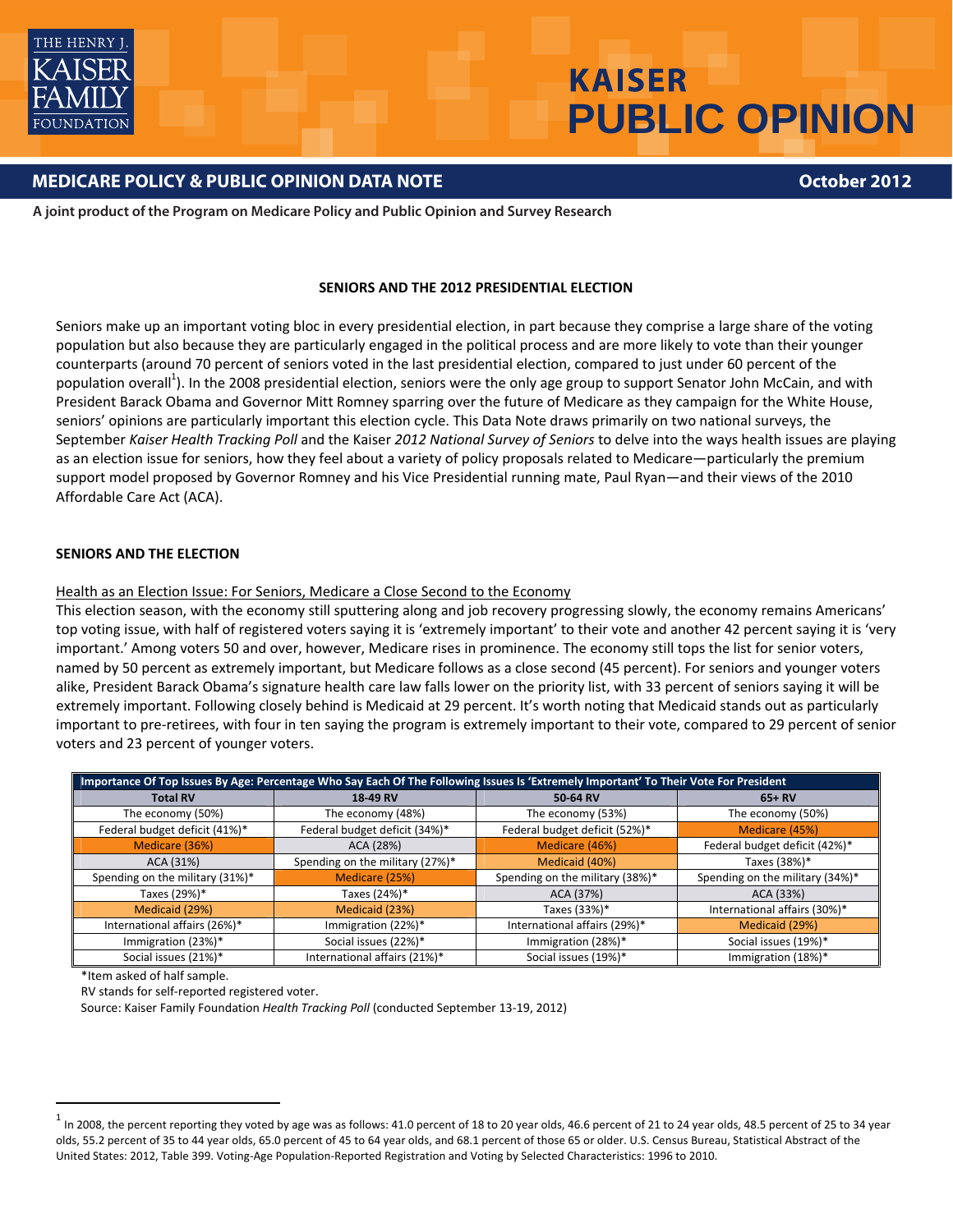THE HENRY J. KAISER FAMILY FOUNDATION

# KAISER PUBLIC OPINION

## MEDICARE POLICY & PUBLIC OPINION DATA NOTE

October 2012

**A joint product of the Program on Medicare Policy and Public Opinion and Survey Research**

### SENIORS AND THE 2012 PRESIDENTIAL ELECTION

Seniors make up an important voting bloc in every presidential election, in part because they comprise a large share of the voting population but also because they are particularly engaged in the political process and are more likely to vote than their younger counterparts (around 70 percent of seniors voted in the last presidential election, compared to just under 60 percent of the population overall[1]). In the 2008 presidential election, seniors were the only age group to support Senator John McCain, and with President Barack Obama and Governor Mitt Romney sparring over the future of Medicare as they campaign for the White House, seniors' opinions are particularly important this election cycle. This Data Note draws primarily on two national surveys, the September *Kaiser Health Tracking Poll* and the Kaiser *2012 National Survey of Seniors* to delve into the ways health issues are playing as an election issue for seniors, how they feel about a variety of policy proposals related to Medicare—particularly the premium support model proposed by Governor Romney and his Vice Presidential running mate, Paul Ryan—and their views of the 2010 Affordable Care Act (ACA).

### SENIORS AND THE ELECTION

Health as an Election Issue: For Seniors, Medicare a Close Second to the Economy

This election season, with the economy still sputtering along and job recovery progressing slowly, the economy remains Americans' top voting issue, with half of registered voters saying it is 'extremely important' to their vote and another 42 percent saying it is 'very important.' Among voters 50 and over, however, Medicare rises in prominence. The economy still tops the list for senior voters, named by 50 percent as extremely important, but Medicare follows as a close second (45 percent). For seniors and younger voters alike, President Barack Obama's signature health care law falls lower on the priority list, with 33 percent of seniors saying it will be extremely important. Following closely behind is Medicaid at 29 percent. It's worth noting that Medicaid stands out as particularly important to pre-retirees, with four in ten saying the program is extremely important to their vote, compared to 29 percent of senior voters and 23 percent of younger voters.

**Importance Of Top Issues By Age: Percentage Who Say Each Of The Following Issues Is 'Extremely Important' To Their Vote For President**

| Total RV | 18-49 RV | 50-64 RV | 65+ RV |
|---|---|---|---|
| The economy (50%) | The economy (48%) | The economy (53%) | The economy (50%) |
| Federal budget deficit (41%)* | Federal budget deficit (34%)* | Federal budget deficit (52%)* | Medicare (45%) |
| Medicare (36%) | ACA (28%) | Medicare (46%) | Federal budget deficit (42%)* |
| ACA (31%) | Spending on the military (27%)* | Medicaid (40%) | Taxes (38%)* |
| Spending on the military (31%)* | Medicare (25%) | Spending on the military (38%)* | Spending on the military (34%)* |
| Taxes (29%)* | Taxes (24%)* | ACA (37%) | ACA (33%) |
| Medicaid (29%) | Medicaid (23%) | Taxes (33%)* | International affairs (30%)* |
| International affairs (26%)* | Immigration (22%)* | International affairs (29%)* | Medicaid (29%) |
| Immigration (23%)* | Social issues (22%)* | Immigration (28%)* | Social issues (19%)* |
| Social issues (21%)* | International affairs (21%)* | Social issues (19%)* | Immigration (18%)* |

*Item asked of half sample.

RV stands for self-reported registered voter.

Source: Kaiser Family Foundation *Health Tracking Poll* (conducted September 13-19, 2012)

[1] In 2008, the percent reporting they voted by age was as follows: 41.0 percent of 18 to 20 year olds, 46.6 percent of 21 to 24 year olds, 48.5 percent of 25 to 34 year olds, 55.2 percent of 35 to 44 year olds, 65.0 percent of 45 to 64 year olds, and 68.1 percent of those 65 or older. U.S. Census Bureau, Statistical Abstract of the United States: 2012, Table 399. Voting-Age Population-Reported Registration and Voting by Selected Characteristics: 1996 to 2010.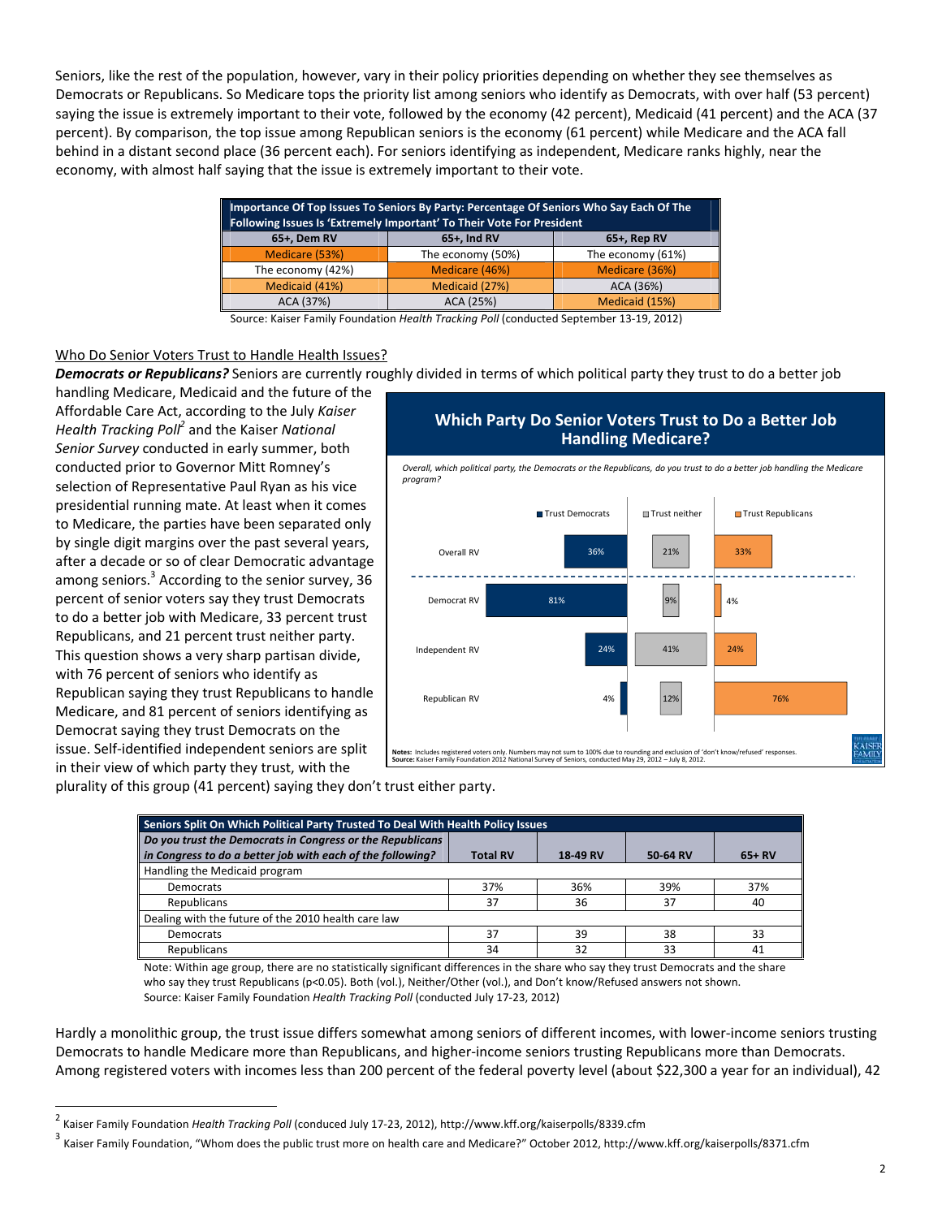Seniors, like the rest of the population, however, vary in their policy priorities depending on whether they see themselves as Democrats or Republicans. So Medicare tops the priority list among seniors who identify as Democrats, with over half (53 percent) saying the issue is extremely important to their vote, followed by the economy (42 percent), Medicaid (41 percent) and the ACA (37 percent). By comparison, the top issue among Republican seniors is the economy (61 percent) while Medicare and the ACA fall behind in a distant second place (36 percent each). For seniors identifying as independent, Medicare ranks highly, near the economy, with almost half saying that the issue is extremely important to their vote.

| Importance Of Top Issues To Seniors By Party: Percentage Of Seniors Who Say Each Of The Following Issues Is 'Extremely Important' To Their Vote For President | | |
|---|---|---|
| 65+, Dem RV | 65+, Ind RV | 65+, Rep RV |
| Medicare (53%) | The economy (50%) | The economy (61%) |
| The economy (42%) | Medicare (46%) | Medicare (36%) |
| Medicaid (41%) | Medicaid (27%) | ACA (36%) |
| ACA (37%) | ACA (25%) | Medicaid (15%) |

Source: Kaiser Family Foundation *Health Tracking Poll* (conducted September 13-19, 2012)

## Who Do Senior Voters Trust to Handle Health Issues?

***Democrats or Republicans?*** Seniors are currently roughly divided in terms of which political party they trust to do a better job handling Medicare, Medicaid and the future of the Affordable Care Act, according to the July *Kaiser Health Tracking Poll*[2] and the Kaiser *National Senior Survey* conducted in early summer, both conducted prior to Governor Mitt Romney's selection of Representative Paul Ryan as his vice presidential running mate. At least when it comes to Medicare, the parties have been separated only by single digit margins over the past several years, after a decade or so of clear Democratic advantage among seniors.[3] According to the senior survey, 36 percent of senior voters say they trust Democrats to do a better job with Medicare, 33 percent trust Republicans, and 21 percent trust neither party. This question shows a very sharp partisan divide, with 76 percent of seniors who identify as Republican saying they trust Republicans to handle Medicare, and 81 percent of seniors identifying as Democrat saying they trust Democrats on the issue. Self-identified independent seniors are split in their view of which party they trust, with the plurality of this group (41 percent) saying they don't trust either party.

**Which Party Do Senior Voters Trust to Do a Better Job Handling Medicare?**

*Overall, which political party, the Democrats or the Republicans, do you trust to do a better job handling the Medicare program?*

| | Trust Democrats | Trust neither | Trust Republicans |
|---|---|---|---|
| Overall RV | 36% | 21% | 33% |
| Democrat RV | 81% | 9% | 4% |
| Independent RV | 24% | 41% | 24% |
| Republican RV | 4% | 12% | 76% |

**Notes:** Includes registered voters only. Numbers may not sum to 100% due to rounding and exclusion of 'don't know/refused' responses.
**Source:** Kaiser Family Foundation 2012 National Survey of Seniors, conducted May 29, 2012 – July 8, 2012.

| Seniors Split On Which Political Party Trusted To Deal With Health Policy Issues | | | | |
|---|---|---|---|---|
| *Do you trust the Democrats in Congress or the Republicans in Congress to do a better job with each of the following?* | Total RV | 18-49 RV | 50-64 RV | 65+ RV |
| Handling the Medicaid program | | | | |
| Democrats | 37% | 36% | 39% | 37% |
| Republicans | 37 | 36 | 37 | 40 |
| Dealing with the future of the 2010 health care law | | | | |
| Democrats | 37 | 39 | 38 | 33 |
| Republicans | 34 | 32 | 33 | 41 |

Note: Within age group, there are no statistically significant differences in the share who say they trust Democrats and the share who say they trust Republicans ($p<0.05$). Both (vol.), Neither/Other (vol.), and Don't know/Refused answers not shown.
Source: Kaiser Family Foundation *Health Tracking Poll* (conducted July 17-23, 2012)

Hardly a monolithic group, the trust issue differs somewhat among seniors of different incomes, with lower-income seniors trusting Democrats to handle Medicare more than Republicans, and higher-income seniors trusting Republicans more than Democrats. Among registered voters with incomes less than 200 percent of the federal poverty level (about $22,300 a year for an individual), 42

[2] Kaiser Family Foundation *Health Tracking Poll* (conduced July 17-23, 2012), http://www.kff.org/kaiserpolls/8339.cfm

[3] Kaiser Family Foundation, "Whom does the public trust more on health care and Medicare?" October 2012, http://www.kff.org/kaiserpolls/8371.cfm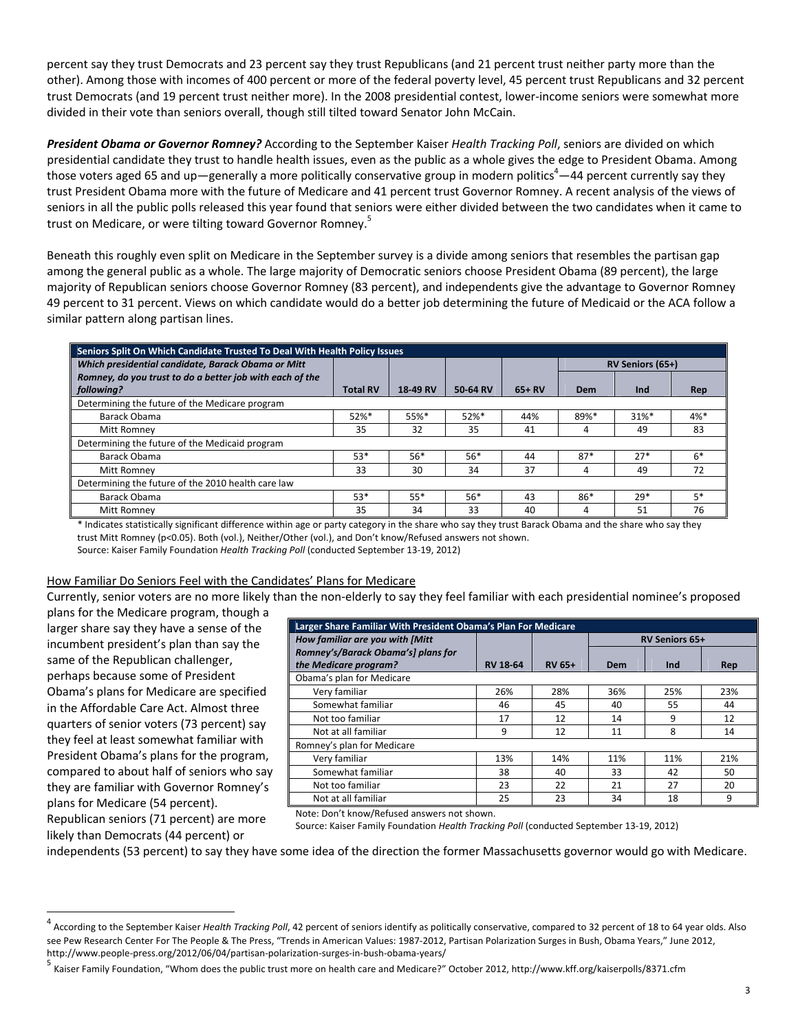percent say they trust Democrats and 23 percent say they trust Republicans (and 21 percent trust neither party more than the other). Among those with incomes of 400 percent or more of the federal poverty level, 45 percent trust Republicans and 32 percent trust Democrats (and 19 percent trust neither more). In the 2008 presidential contest, lower-income seniors were somewhat more divided in their vote than seniors overall, though still tilted toward Senator John McCain.

***President Obama or Governor Romney?*** According to the September Kaiser *Health Tracking Poll*, seniors are divided on which presidential candidate they trust to handle health issues, even as the public as a whole gives the edge to President Obama. Among those voters aged 65 and up—generally a more politically conservative group in modern politics[4]—44 percent currently say they trust President Obama more with the future of Medicare and 41 percent trust Governor Romney. A recent analysis of the views of seniors in all the public polls released this year found that seniors were either divided between the two candidates when it came to trust on Medicare, or were tilting toward Governor Romney.[5]

Beneath this roughly even split on Medicare in the September survey is a divide among seniors that resembles the partisan gap among the general public as a whole. The large majority of Democratic seniors choose President Obama (89 percent), the large majority of Republican seniors choose Governor Romney (83 percent), and independents give the advantage to Governor Romney 49 percent to 31 percent. Views on which candidate would do a better job determining the future of Medicaid or the ACA follow a similar pattern along partisan lines.

**Seniors Split On Which Candidate Trusted To Deal With Health Policy Issues**

| *Which presidential candidate, Barack Obama or Mitt Romney, do you trust to do a better job with each of the following?* | Total RV | 18-49 RV | 50-64 RV | 65+ RV | RV Seniors (65+) | | |
|---|---|---|---|---|---|---|---|
| | | | | | Dem | Ind | Rep |
| Determining the future of the Medicare program | | | | | | | |
| Barack Obama | 52%* | 55%* | 52%* | 44% | 89%* | 31%* | 4%* |
| Mitt Romney | 35 | 32 | 35 | 41 | 4 | 49 | 83 |
| Determining the future of the Medicaid program | | | | | | | |
| Barack Obama | 53* | 56* | 56* | 44 | 87* | 27* | 6* |
| Mitt Romney | 33 | 30 | 34 | 37 | 4 | 49 | 72 |
| Determining the future of the 2010 health care law | | | | | | | |
| Barack Obama | 53* | 55* | 56* | 43 | 86* | 29* | 5* |
| Mitt Romney | 35 | 34 | 33 | 40 | 4 | 51 | 76 |

\* Indicates statistically significant difference within age or party category in the share who say they trust Barack Obama and the share who say they trust Mitt Romney ($p<0.05$). Both (vol.), Neither/Other (vol.), and Don't know/Refused answers not shown.
Source: Kaiser Family Foundation *Health Tracking Poll* (conducted September 13-19, 2012)

## How Familiar Do Seniors Feel with the Candidates' Plans for Medicare

Currently, senior voters are no more likely than the non-elderly to say they feel familiar with each presidential nominee's proposed plans for the Medicare program, though a larger share say they have a sense of the incumbent president's plan than say the same of the Republican challenger, perhaps because some of President Obama's plans for Medicare are specified in the Affordable Care Act. Almost three quarters of senior voters (73 percent) say they feel at least somewhat familiar with President Obama's plans for the program, compared to about half of seniors who say they are familiar with Governor Romney's plans for Medicare (54 percent). Republican seniors (71 percent) are more likely than Democrats (44 percent) or independents (53 percent) to say they have some idea of the direction the former Massachusetts governor would go with Medicare.

**Larger Share Familiar With President Obama's Plan For Medicare**

| *How familiar are you with [Mitt Romney's/Barack Obama's] plans for the Medicare program?* | RV 18-64 | RV 65+ | RV Seniors 65+ | | |
|---|---|---|---|---|---|
| | | | Dem | Ind | Rep |
| Obama's plan for Medicare | | | | | |
| Very familiar | 26% | 28% | 36% | 25% | 23% |
| Somewhat familiar | 46 | 45 | 40 | 55 | 44 |
| Not too familiar | 17 | 12 | 14 | 9 | 12 |
| Not at all familiar | 9 | 12 | 11 | 8 | 14 |
| Romney's plan for Medicare | | | | | |
| Very familiar | 13% | 14% | 11% | 11% | 21% |
| Somewhat familiar | 38 | 40 | 33 | 42 | 50 |
| Not too familiar | 23 | 22 | 21 | 27 | 20 |
| Not at all familiar | 25 | 23 | 34 | 18 | 9 |

Note: Don't know/Refused answers not shown.
Source: Kaiser Family Foundation *Health Tracking Poll* (conducted September 13-19, 2012)

---

[4] According to the September Kaiser *Health Tracking Poll*, 42 percent of seniors identify as politically conservative, compared to 32 percent of 18 to 64 year olds. Also see Pew Research Center For The People & The Press, "Trends in American Values: 1987-2012, Partisan Polarization Surges in Bush, Obama Years," June 2012, http://www.people-press.org/2012/06/04/partisan-polarization-surges-in-bush-obama-years/

[5] Kaiser Family Foundation, "Whom does the public trust more on health care and Medicare?" October 2012, http://www.kff.org/kaiserpolls/8371.cfm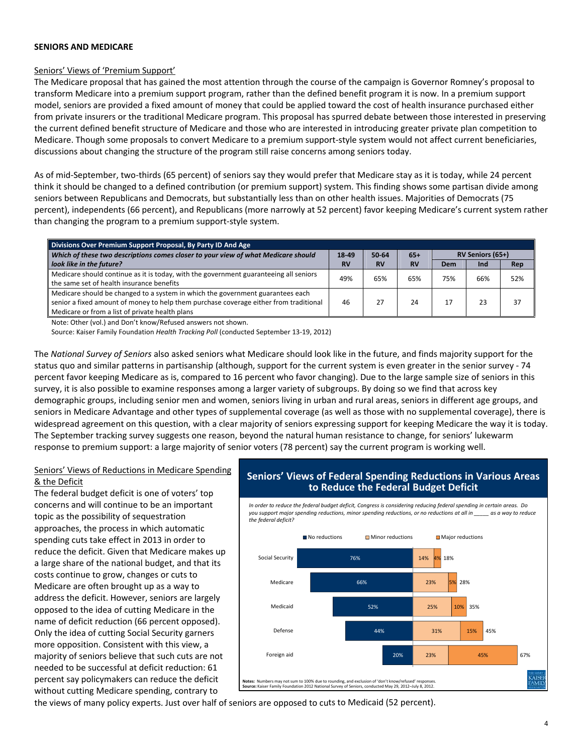**SENIORS AND MEDICARE**

Seniors' Views of 'Premium Support'

The Medicare proposal that has gained the most attention through the course of the campaign is Governor Romney's proposal to transform Medicare into a premium support program, rather than the defined benefit program it is now. In a premium support model, seniors are provided a fixed amount of money that could be applied toward the cost of health insurance purchased either from private insurers or the traditional Medicare program. This proposal has spurred debate between those interested in preserving the current defined benefit structure of Medicare and those who are interested in introducing greater private plan competition to Medicare. Though some proposals to convert Medicare to a premium support-style system would not affect current beneficiaries, discussions about changing the structure of the program still raise concerns among seniors today.

As of mid-September, two-thirds (65 percent) of seniors say they would prefer that Medicare stay as it is today, while 24 percent think it should be changed to a defined contribution (or premium support) system. This finding shows some partisan divide among seniors between Republicans and Democrats, but substantially less than on other health issues. Majorities of Democrats (75 percent), independents (66 percent), and Republicans (more narrowly at 52 percent) favor keeping Medicare's current system rather than changing the program to a premium support-style system.

**Divisions Over Premium Support Proposal, By Party ID And Age**

| *Which of these two descriptions comes closer to your view of what Medicare should look like in the future?* | 18-49 RV | 50-64 RV | 65+ RV | RV Seniors (65+) | | |
|---|---|---|---|---|---|---|
| | | | | Dem | Ind | Rep |
| Medicare should continue as it is today, with the government guaranteeing all seniors the same set of health insurance benefits | 49% | 65% | 65% | 75% | 66% | 52% |
| Medicare should be changed to a system in which the government guarantees each senior a fixed amount of money to help them purchase coverage either from traditional Medicare or from a list of private health plans | 46 | 27 | 24 | 17 | 23 | 37 |

Note: Other (vol.) and Don't know/Refused answers not shown.
Source: Kaiser Family Foundation *Health Tracking Poll* (conducted September 13-19, 2012)

The *National Survey of Seniors* also asked seniors what Medicare should look like in the future, and finds majority support for the status quo and similar patterns in partisanship (although, support for the current system is even greater in the senior survey - 74 percent favor keeping Medicare as is, compared to 16 percent who favor changing). Due to the large sample size of seniors in this survey, it is also possible to examine responses among a larger variety of subgroups. By doing so we find that across key demographic groups, including senior men and women, seniors living in urban and rural areas, seniors in different age groups, and seniors in Medicare Advantage and other types of supplemental coverage (as well as those with no supplemental coverage), there is widespread agreement on this question, with a clear majority of seniors expressing support for keeping Medicare the way it is today. The September tracking survey suggests one reason, beyond the natural human resistance to change, for seniors' lukewarm response to premium support: a large majority of senior voters (78 percent) say the current program is working well.

Seniors' Views of Reductions in Medicare Spending & the Deficit

The federal budget deficit is one of voters' top concerns and will continue to be an important topic as the possibility of sequestration approaches, the process in which automatic spending cuts take effect in 2013 in order to reduce the deficit. Given that Medicare makes up a large share of the national budget, and that its costs continue to grow, changes or cuts to Medicare are often brought up as a way to address the deficit. However, seniors are largely opposed to the idea of cutting Medicare in the name of deficit reduction (66 percent opposed). Only the idea of cutting Social Security garners more opposition. Consistent with this view, a majority of seniors believe that such cuts are not needed to be successful at deficit reduction: 61 percent say policymakers can reduce the deficit without cutting Medicare spending, contrary to the views of many policy experts. Just over half of seniors are opposed to cuts to Medicaid (52 percent).

**Seniors' Views of Federal Spending Reductions in Various Areas to Reduce the Federal Budget Deficit**

*In order to reduce the federal budget deficit, Congress is considering reducing federal spending in certain areas. Do you support major spending reductions, minor spending reductions, or no reductions at all in _____ as a way to reduce the federal deficit?*

| | No reductions | Minor reductions | Major reductions | Total reductions |
|---|---|---|---|---|
| Social Security | 76% | 14% | 4% | 18% |
| Medicare | 66% | 23% | 5% | 28% |
| Medicaid | 52% | 25% | 10% | 35% |
| Defense | 44% | 31% | 15% | 45% |
| Foreign aid | 20% | 23% | 45% | 67% |

**Notes:** Numbers may not sum to 100% due to rounding, and exclusion of 'don't know/refused' responses.
**Source:** Kaiser Family Foundation 2012 National Survey of Seniors, conducted May 29, 2012–July 8, 2012.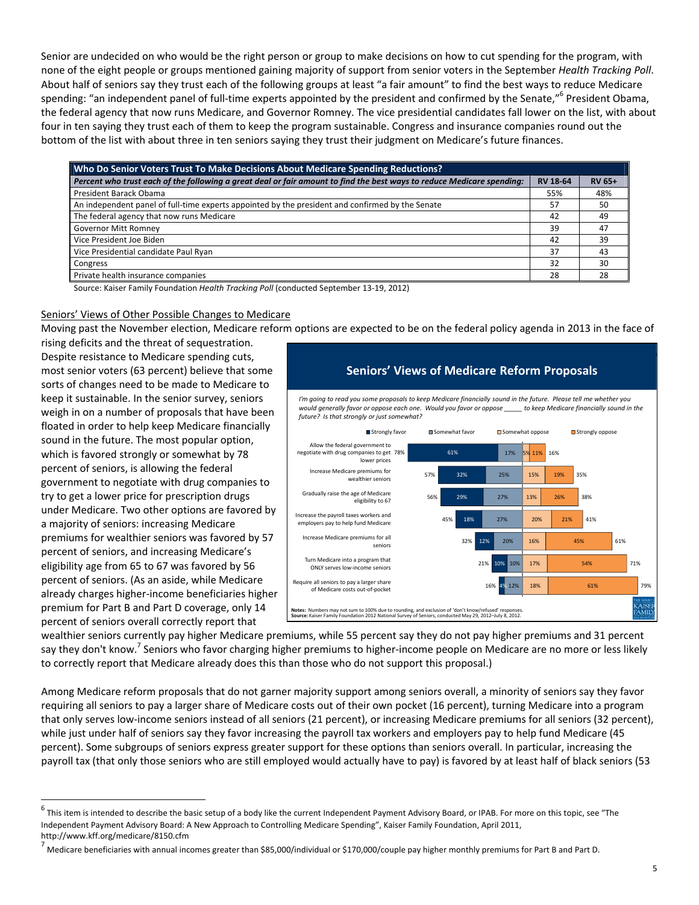Senior are undecided on who would be the right person or group to make decisions on how to cut spending for the program, with none of the eight people or groups mentioned gaining majority of support from senior voters in the September *Health Tracking Poll*. About half of seniors say they trust each of the following groups at least "a fair amount" to find the best ways to reduce Medicare spending: "an independent panel of full-time experts appointed by the president and confirmed by the Senate,"[6] President Obama, the federal agency that now runs Medicare, and Governor Romney. The vice presidential candidates fall lower on the list, with about four in ten saying they trust each of them to keep the program sustainable. Congress and insurance companies round out the bottom of the list with about three in ten seniors saying they trust their judgment on Medicare's future finances.

| **Who Do Senior Voters Trust To Make Decisions About Medicare Spending Reductions?** | | |
|---|---|---|
| ***Percent who trust each of the following a great deal or fair amount to find the best ways to reduce Medicare spending:*** | **RV 18-64** | **RV 65+** |
| President Barack Obama | 55% | 48% |
| An independent panel of full-time experts appointed by the president and confirmed by the Senate | 57 | 50 |
| The federal agency that now runs Medicare | 42 | 49 |
| Governor Mitt Romney | 39 | 47 |
| Vice President Joe Biden | 42 | 39 |
| Vice Presidential candidate Paul Ryan | 37 | 43 |
| Congress | 32 | 30 |
| Private health insurance companies | 28 | 28 |

Source: Kaiser Family Foundation *Health Tracking Poll* (conducted September 13-19, 2012)

Seniors' Views of Other Possible Changes to Medicare

Moving past the November election, Medicare reform options are expected to be on the federal policy agenda in 2013 in the face of rising deficits and the threat of sequestration. Despite resistance to Medicare spending cuts, most senior voters (63 percent) believe that some sorts of changes need to be made to Medicare to keep it sustainable. In the senior survey, seniors weigh in on a number of proposals that have been floated in order to help keep Medicare financially sound in the future. The most popular option, which is favored strongly or somewhat by 78 percent of seniors, is allowing the federal government to negotiate with drug companies to try to get a lower price for prescription drugs under Medicare. Two other options are favored by a majority of seniors: increasing Medicare premiums for wealthier seniors was favored by 57 percent of seniors, and increasing Medicare's eligibility age from 65 to 67 was favored by 56 percent of seniors. (As an aside, while Medicare already charges higher-income beneficiaries higher premium for Part B and Part D coverage, only 14 percent of seniors overall correctly report that wealthier seniors currently pay higher Medicare premiums, while 55 percent say they do not pay higher premiums and 31 percent say they don't know.[7] Seniors who favor charging higher premiums to higher-income people on Medicare are no more or less likely to correctly report that Medicare already does this than those who do not support this proposal.)

**Seniors' Views of Medicare Reform Proposals**

*I'm going to read you some proposals to keep Medicare financially sound in the future. Please tell me whether you would generally favor or oppose each one. Would you favor or oppose _____ to keep Medicare financially sound in the future? Is that strongly or just somewhat?*

| Proposal | Total favor | Strongly favor | Somewhat favor | Somewhat oppose | Strongly oppose | Total oppose |
|---|---|---|---|---|---|---|
| Allow the federal government to negotiate with drug companies to get lower prices | 78% | 61% | 17% | 5% | 11% | 16% |
| Increase Medicare premiums for wealthier seniors | 57% | 32% | 25% | 15% | 19% | 35% |
| Gradually raise the age of Medicare eligibility to 67 | 56% | 29% | 27% | 13% | 26% | 38% |
| Increase the payroll taxes workers and employers pay to help fund Medicare | 45% | 18% | 27% | 20% | 21% | 41% |
| Increase Medicare premiums for all seniors | 32% | 12% | 20% | 16% | 45% | 61% |
| Turn Medicare into a program that ONLY serves low-income seniors | 21% | 10% | 10% | 17% | 54% | 71% |
| Require all seniors to pay a larger share of Medicare costs out-of-pocket | 16% | 4% | 12% | 18% | 61% | 79% |

**Notes:** Numbers may not sum to 100% due to rounding, and exclusion of 'don't know/refused' responses.
**Source:** Kaiser Family Foundation 2012 National Survey of Seniors, conducted May 29, 2012–July 8, 2012.

Among Medicare reform proposals that do not garner majority support among seniors overall, a minority of seniors say they favor requiring all seniors to pay a larger share of Medicare costs out of their own pocket (16 percent), turning Medicare into a program that only serves low-income seniors instead of all seniors (21 percent), or increasing Medicare premiums for all seniors (32 percent), while just under half of seniors say they favor increasing the payroll tax workers and employers pay to help fund Medicare (45 percent). Some subgroups of seniors express greater support for these options than seniors overall. In particular, increasing the payroll tax (that only those seniors who are still employed would actually have to pay) is favored by at least half of black seniors (53

[6] This item is intended to describe the basic setup of a body like the current Independent Payment Advisory Board, or IPAB. For more on this topic, see "The Independent Payment Advisory Board: A New Approach to Controlling Medicare Spending", Kaiser Family Foundation, April 2011, http://www.kff.org/medicare/8150.cfm

[7] Medicare beneficiaries with annual incomes greater than $85,000/individual or $170,000/couple pay higher monthly premiums for Part B and Part D.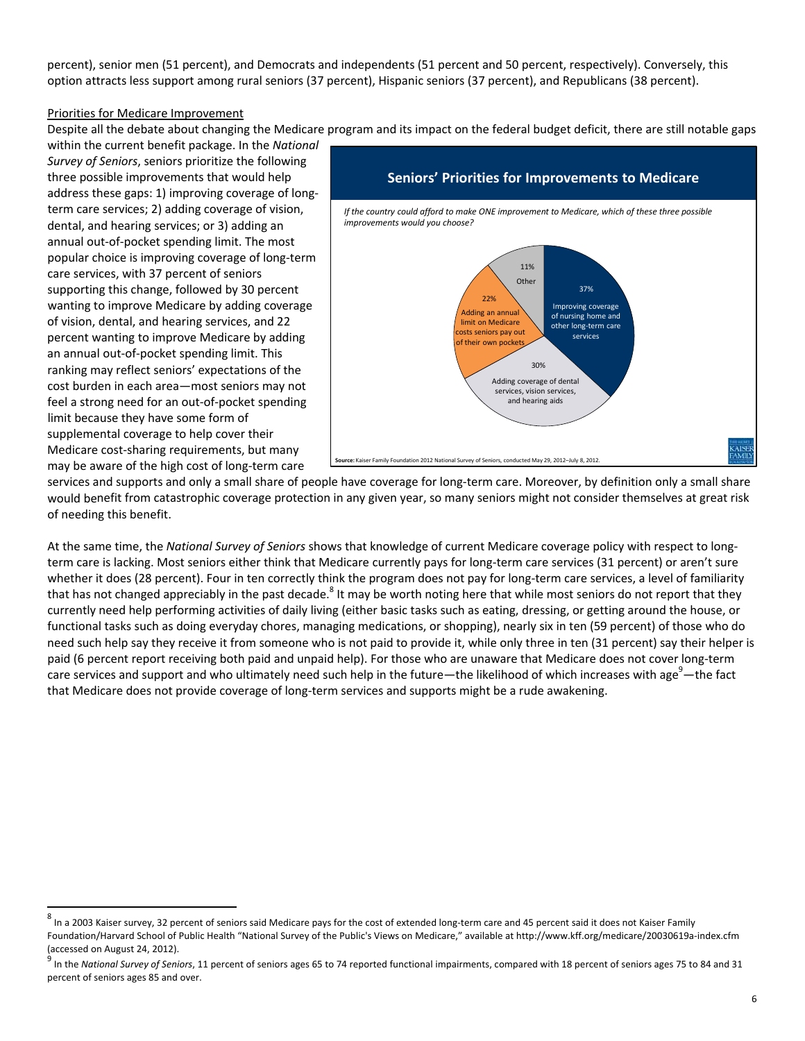percent), senior men (51 percent), and Democrats and independents (51 percent and 50 percent, respectively). Conversely, this option attracts less support among rural seniors (37 percent), Hispanic seniors (37 percent), and Republicans (38 percent).

Priorities for Medicare Improvement

Despite all the debate about changing the Medicare program and its impact on the federal budget deficit, there are still notable gaps within the current benefit package. In the *National Survey of Seniors*, seniors prioritize the following three possible improvements that would help address these gaps: 1) improving coverage of long-term care services; 2) adding coverage of vision, dental, and hearing services; or 3) adding an annual out-of-pocket spending limit. The most popular choice is improving coverage of long-term care services, with 37 percent of seniors supporting this change, followed by 30 percent wanting to improve Medicare by adding coverage of vision, dental, and hearing services, and 22 percent wanting to improve Medicare by adding an annual out-of-pocket spending limit. This ranking may reflect seniors' expectations of the cost burden in each area—most seniors may not feel a strong need for an out-of-pocket spending limit because they have some form of supplemental coverage to help cover their Medicare cost-sharing requirements, but many may be aware of the high cost of long-term care services and supports and only a small share of people have coverage for long-term care. Moreover, by definition only a small share would benefit from catastrophic coverage protection in any given year, so many seniors might not consider themselves at great risk of needing this benefit.

**Seniors' Priorities for Improvements to Medicare**

*If the country could afford to make ONE improvement to Medicare, which of these three possible improvements would you choose?*

| Improvement | Percent |
| --- | --- |
| Improving coverage of nursing home and other long-term care services | 37% |
| Adding coverage of dental services, vision services, and hearing aids | 30% |
| Adding an annual limit on Medicare costs seniors pay out of their own pockets | 22% |
| Other | 11% |

**Source:** Kaiser Family Foundation 2012 National Survey of Seniors, conducted May 29, 2012–July 8, 2012.

At the same time, the *National Survey of Seniors* shows that knowledge of current Medicare coverage policy with respect to long-term care is lacking. Most seniors either think that Medicare currently pays for long-term care services (31 percent) or aren't sure whether it does (28 percent). Four in ten correctly think the program does not pay for long-term care services, a level of familiarity that has not changed appreciably in the past decade.[8] It may be worth noting here that while most seniors do not report that they currently need help performing activities of daily living (either basic tasks such as eating, dressing, or getting around the house, or functional tasks such as doing everyday chores, managing medications, or shopping), nearly six in ten (59 percent) of those who do need such help say they receive it from someone who is not paid to provide it, while only three in ten (31 percent) say their helper is paid (6 percent report receiving both paid and unpaid help). For those who are unaware that Medicare does not cover long-term care services and support and who ultimately need such help in the future—the likelihood of which increases with age[9]—the fact that Medicare does not provide coverage of long-term services and supports might be a rude awakening.

---

[8] In a 2003 Kaiser survey, 32 percent of seniors said Medicare pays for the cost of extended long-term care and 45 percent said it does not Kaiser Family Foundation/Harvard School of Public Health "National Survey of the Public's Views on Medicare," available at http://www.kff.org/medicare/20030619a-index.cfm (accessed on August 24, 2012).

[9] In the *National Survey of Seniors*, 11 percent of seniors ages 65 to 74 reported functional impairments, compared with 18 percent of seniors ages 75 to 84 and 31 percent of seniors ages 85 and over.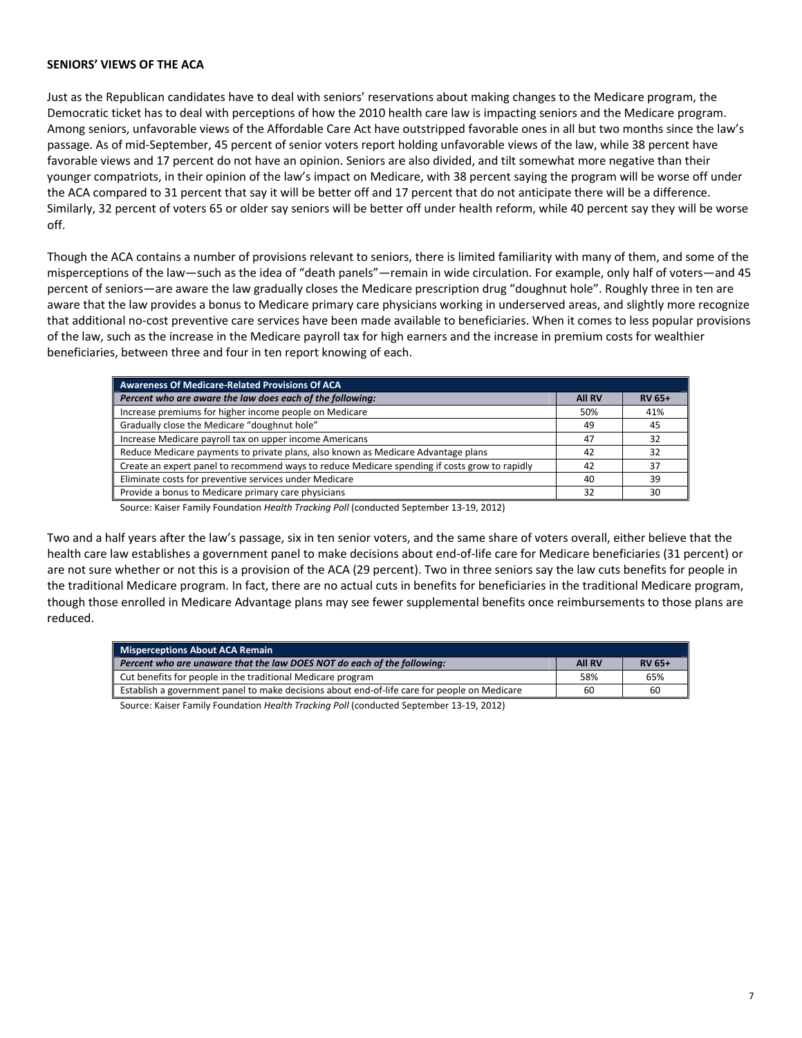## SENIORS' VIEWS OF THE ACA

Just as the Republican candidates have to deal with seniors' reservations about making changes to the Medicare program, the Democratic ticket has to deal with perceptions of how the 2010 health care law is impacting seniors and the Medicare program. Among seniors, unfavorable views of the Affordable Care Act have outstripped favorable ones in all but two months since the law's passage. As of mid-September, 45 percent of senior voters report holding unfavorable views of the law, while 38 percent have favorable views and 17 percent do not have an opinion. Seniors are also divided, and tilt somewhat more negative than their younger compatriots, in their opinion of the law's impact on Medicare, with 38 percent saying the program will be worse off under the ACA compared to 31 percent that say it will be better off and 17 percent that do not anticipate there will be a difference. Similarly, 32 percent of voters 65 or older say seniors will be better off under health reform, while 40 percent say they will be worse off.

Though the ACA contains a number of provisions relevant to seniors, there is limited familiarity with many of them, and some of the misperceptions of the law—such as the idea of "death panels"—remain in wide circulation. For example, only half of voters—and 45 percent of seniors—are aware the law gradually closes the Medicare prescription drug "doughnut hole". Roughly three in ten are aware that the law provides a bonus to Medicare primary care physicians working in underserved areas, and slightly more recognize that additional no-cost preventive care services have been made available to beneficiaries. When it comes to less popular provisions of the law, such as the increase in the Medicare payroll tax for high earners and the increase in premium costs for wealthier beneficiaries, between three and four in ten report knowing of each.

| Awareness Of Medicare-Related Provisions Of ACA | | |
|---|---|---|
| *Percent who are aware the law does each of the following:* | **All RV** | **RV 65+** |
| Increase premiums for higher income people on Medicare | 50% | 41% |
| Gradually close the Medicare "doughnut hole" | 49 | 45 |
| Increase Medicare payroll tax on upper income Americans | 47 | 32 |
| Reduce Medicare payments to private plans, also known as Medicare Advantage plans | 42 | 32 |
| Create an expert panel to recommend ways to reduce Medicare spending if costs grow to rapidly | 42 | 37 |
| Eliminate costs for preventive services under Medicare | 40 | 39 |
| Provide a bonus to Medicare primary care physicians | 32 | 30 |

Source: Kaiser Family Foundation *Health Tracking Poll* (conducted September 13-19, 2012)

Two and a half years after the law's passage, six in ten senior voters, and the same share of voters overall, either believe that the health care law establishes a government panel to make decisions about end-of-life care for Medicare beneficiaries (31 percent) or are not sure whether or not this is a provision of the ACA (29 percent). Two in three seniors say the law cuts benefits for people in the traditional Medicare program. In fact, there are no actual cuts in benefits for beneficiaries in the traditional Medicare program, though those enrolled in Medicare Advantage plans may see fewer supplemental benefits once reimbursements to those plans are reduced.

| Misperceptions About ACA Remain | | |
|---|---|---|
| *Percent who are unaware that the law DOES NOT do each of the following:* | **All RV** | **RV 65+** |
| Cut benefits for people in the traditional Medicare program | 58% | 65% |
| Establish a government panel to make decisions about end-of-life care for people on Medicare | 60 | 60 |

Source: Kaiser Family Foundation *Health Tracking Poll* (conducted September 13-19, 2012)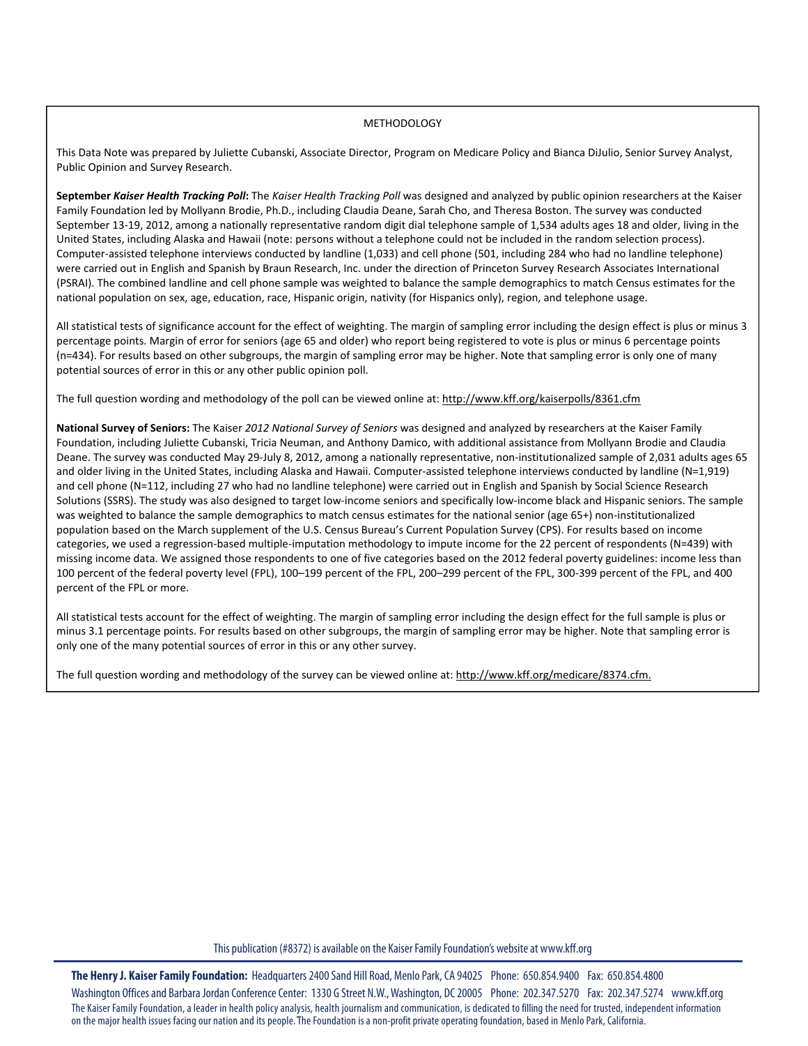## METHODOLOGY

This Data Note was prepared by Juliette Cubanski, Associate Director, Program on Medicare Policy and Bianca DiJulio, Senior Survey Analyst, Public Opinion and Survey Research.

**September *Kaiser Health Tracking Poll*:** The *Kaiser Health Tracking Poll* was designed and analyzed by public opinion researchers at the Kaiser Family Foundation led by Mollyann Brodie, Ph.D., including Claudia Deane, Sarah Cho, and Theresa Boston. The survey was conducted September 13-19, 2012, among a nationally representative random digit dial telephone sample of 1,534 adults ages 18 and older, living in the United States, including Alaska and Hawaii (note: persons without a telephone could not be included in the random selection process). Computer-assisted telephone interviews conducted by landline (1,033) and cell phone (501, including 284 who had no landline telephone) were carried out in English and Spanish by Braun Research, Inc. under the direction of Princeton Survey Research Associates International (PSRAI). The combined landline and cell phone sample was weighted to balance the sample demographics to match Census estimates for the national population on sex, age, education, race, Hispanic origin, nativity (for Hispanics only), region, and telephone usage.

All statistical tests of significance account for the effect of weighting. The margin of sampling error including the design effect is plus or minus 3 percentage points. Margin of error for seniors (age 65 and older) who report being registered to vote is plus or minus 6 percentage points (n=434). For results based on other subgroups, the margin of sampling error may be higher. Note that sampling error is only one of many potential sources of error in this or any other public opinion poll.

The full question wording and methodology of the poll can be viewed online at: http://www.kff.org/kaiserpolls/8361.cfm

**National Survey of Seniors:** The Kaiser *2012 National Survey of Seniors* was designed and analyzed by researchers at the Kaiser Family Foundation, including Juliette Cubanski, Tricia Neuman, and Anthony Damico, with additional assistance from Mollyann Brodie and Claudia Deane. The survey was conducted May 29-July 8, 2012, among a nationally representative, non-institutionalized sample of 2,031 adults ages 65 and older living in the United States, including Alaska and Hawaii. Computer-assisted telephone interviews conducted by landline (N=1,919) and cell phone (N=112, including 27 who had no landline telephone) were carried out in English and Spanish by Social Science Research Solutions (SSRS). The study was also designed to target low-income seniors and specifically low-income black and Hispanic seniors. The sample was weighted to balance the sample demographics to match census estimates for the national senior (age 65+) non-institutionalized population based on the March supplement of the U.S. Census Bureau's Current Population Survey (CPS). For results based on income categories, we used a regression-based multiple-imputation methodology to impute income for the 22 percent of respondents (N=439) with missing income data. We assigned those respondents to one of five categories based on the 2012 federal poverty guidelines: income less than 100 percent of the federal poverty level (FPL), 100–199 percent of the FPL, 200–299 percent of the FPL, 300-399 percent of the FPL, and 400 percent of the FPL or more.

All statistical tests account for the effect of weighting. The margin of sampling error including the design effect for the full sample is plus or minus 3.1 percentage points. For results based on other subgroups, the margin of sampling error may be higher. Note that sampling error is only one of the many potential sources of error in this or any other survey.

The full question wording and methodology of the survey can be viewed online at: http://www.kff.org/medicare/8374.cfm.

This publication (#8372) is available on the Kaiser Family Foundation's website at www.kff.org

**The Henry J. Kaiser Family Foundation:** Headquarters 2400 Sand Hill Road, Menlo Park, CA 94025 Phone: 650.854.9400 Fax: 650.854.4800
Washington Offices and Barbara Jordan Conference Center: 1330 G Street N.W., Washington, DC 20005 Phone: 202.347.5270 Fax: 202.347.5274 www.kff.org
The Kaiser Family Foundation, a leader in health policy analysis, health journalism and communication, is dedicated to filling the need for trusted, independent information on the major health issues facing our nation and its people. The Foundation is a non-profit private operating foundation, based in Menlo Park, California.